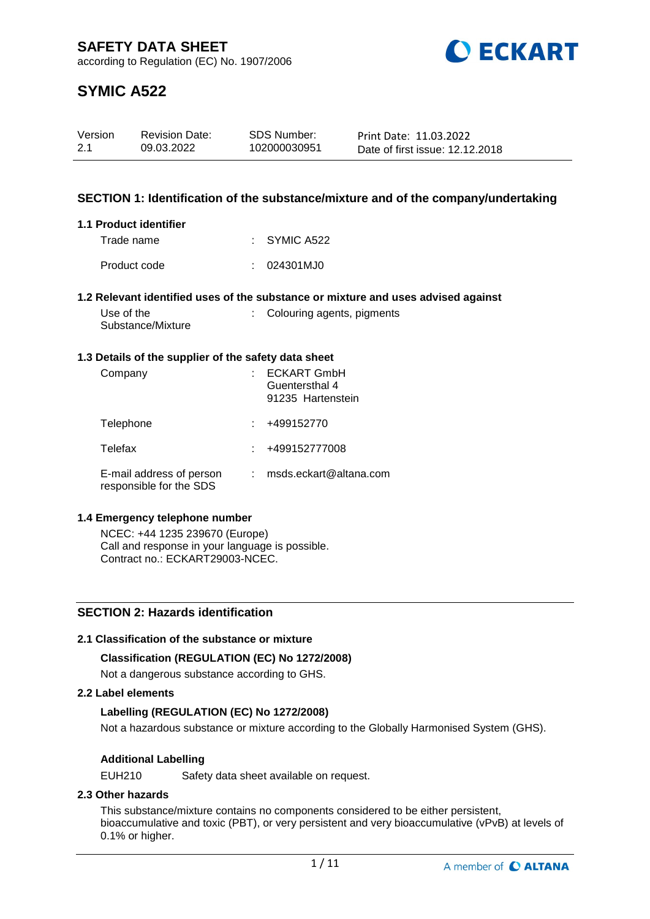# SAFETY DATA SHEET

according to Regulation (EC) No. 1907/2006

# SYMIC A522

| Version | Revision Date: | SDS Number: | Print Date: 11.03.2022 |
|---|---|---|---|
| 2.1 | 09.03.2022 | 102000030951 | Date of first issue: 12.12.2018 |

## SECTION 1: Identification of the substance/mixture and of the company/undertaking

### 1.1 Product identifier

Trade name : SYMIC A522

Product code : 024301MJ0

### 1.2 Relevant identified uses of the substance or mixture and uses advised against

Use of the Substance/Mixture : Colouring agents, pigments

### 1.3 Details of the supplier of the safety data sheet

Company : ECKART GmbH
Guentersthal 4
91235 Hartenstein

Telephone : +499152770

Telefax : +499152777008

E-mail address of person responsible for the SDS : msds.eckart@altana.com

### 1.4 Emergency telephone number

NCEC: +44 1235 239670 (Europe)
Call and response in your language is possible.
Contract no.: ECKART29003-NCEC.

## SECTION 2: Hazards identification

### 2.1 Classification of the substance or mixture

**Classification (REGULATION (EC) No 1272/2008)**

Not a dangerous substance according to GHS.

### 2.2 Label elements

**Labelling (REGULATION (EC) No 1272/2008)**

Not a hazardous substance or mixture according to the Globally Harmonised System (GHS).

**Additional Labelling**

EUH210 Safety data sheet available on request.

### 2.3 Other hazards

This substance/mixture contains no components considered to be either persistent, bioaccumulative and toxic (PBT), or very persistent and very bioaccumulative (vPvB) at levels of 0.1% or higher.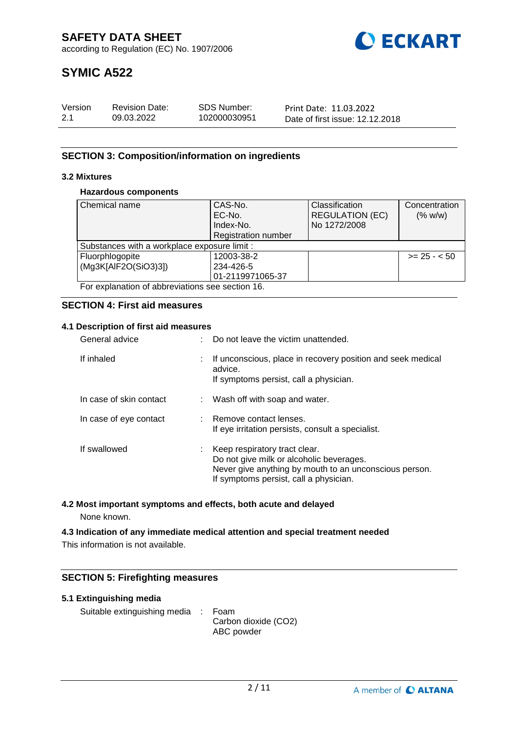## SECTION 3: Composition/information on ingredients

### 3.2 Mixtures

**Hazardous components**

| Chemical name | CAS-No.<br>EC-No.<br>Index-No.<br>Registration number | Classification<br>REGULATION (EC)<br>No 1272/2008 | Concentration<br>(% w/w) |
|---|---|---|---|
| Substances with a workplace exposure limit : | | | |
| Fluorphlogopite<br>(Mg3K[AlF2O(SiO3)3]) | 12003-38-2<br>234-426-5<br>01-2119971065-37 | | >= 25 - < 50 |

For explanation of abbreviations see section 16.

## SECTION 4: First aid measures

### 4.1 Description of first aid measures

General advice : Do not leave the victim unattended.

If inhaled : If unconscious, place in recovery position and seek medical advice.
If symptoms persist, call a physician.

In case of skin contact : Wash off with soap and water.

In case of eye contact : Remove contact lenses.
If eye irritation persists, consult a specialist.

If swallowed : Keep respiratory tract clear.
Do not give milk or alcoholic beverages.
Never give anything by mouth to an unconscious person.
If symptoms persist, call a physician.

### 4.2 Most important symptoms and effects, both acute and delayed

None known.

### 4.3 Indication of any immediate medical attention and special treatment needed

This information is not available.

## SECTION 5: Firefighting measures

### 5.1 Extinguishing media

Suitable extinguishing media : Foam
Carbon dioxide ($CO_2$)
ABC powder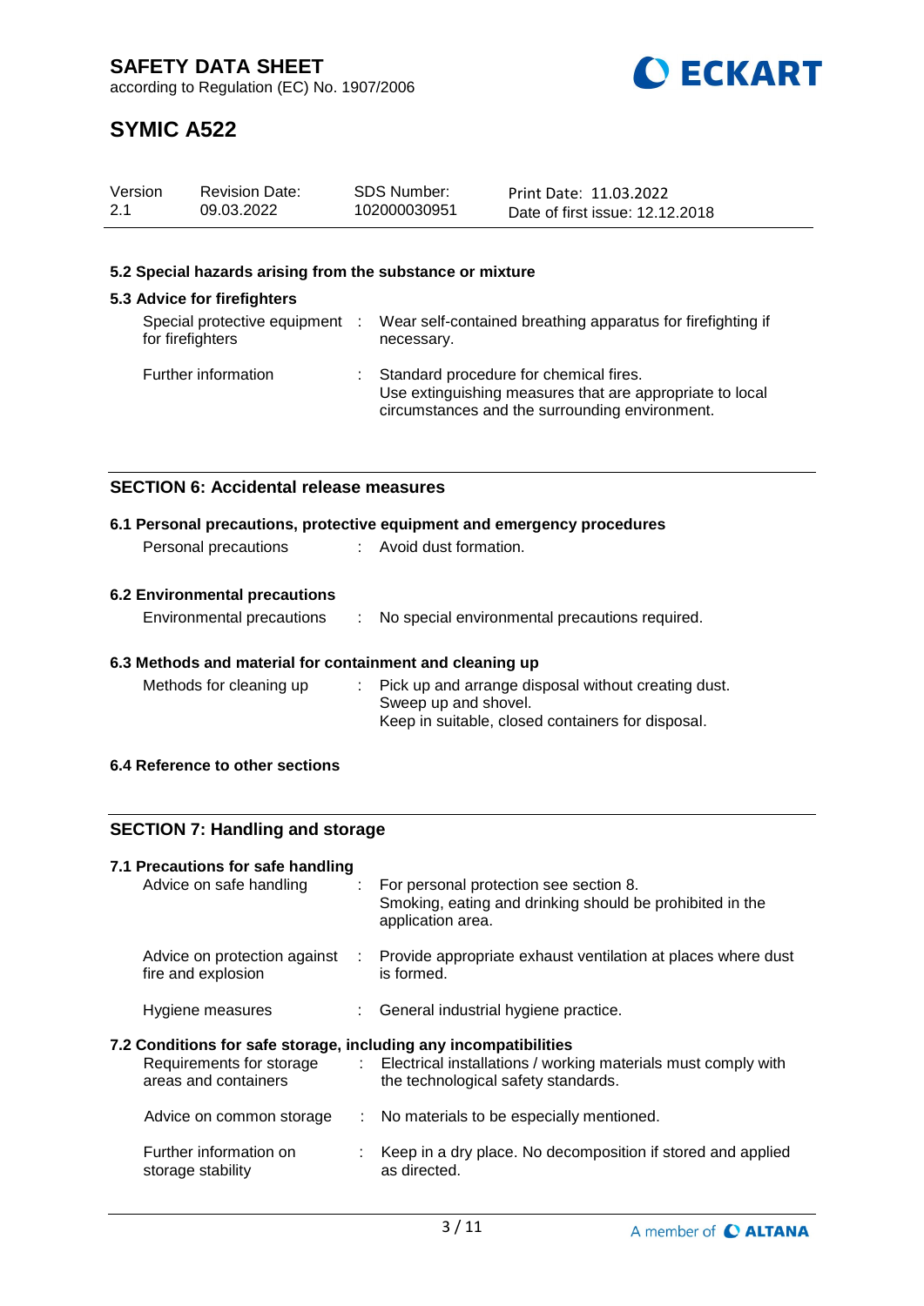### 5.2 Special hazards arising from the substance or mixture

### 5.3 Advice for firefighters

| | | |
|---|---|---|
| Special protective equipment for firefighters | : | Wear self-contained breathing apparatus for firefighting if necessary. |
| Further information | : | Standard procedure for chemical fires. Use extinguishing measures that are appropriate to local circumstances and the surrounding environment. |

## SECTION 6: Accidental release measures

### 6.1 Personal precautions, protective equipment and emergency procedures

| | | |
|---|---|---|
| Personal precautions | : | Avoid dust formation. |

### 6.2 Environmental precautions

| | | |
|---|---|---|
| Environmental precautions | : | No special environmental precautions required. |

### 6.3 Methods and material for containment and cleaning up

| | | |
|---|---|---|
| Methods for cleaning up | : | Pick up and arrange disposal without creating dust. Sweep up and shovel. Keep in suitable, closed containers for disposal. |

### 6.4 Reference to other sections

## SECTION 7: Handling and storage

### 7.1 Precautions for safe handling

| | | |
|---|---|---|
| Advice on safe handling | : | For personal protection see section 8. Smoking, eating and drinking should be prohibited in the application area. |
| Advice on protection against fire and explosion | : | Provide appropriate exhaust ventilation at places where dust is formed. |
| Hygiene measures | : | General industrial hygiene practice. |

### 7.2 Conditions for safe storage, including any incompatibilities

| | | |
|---|---|---|
| Requirements for storage areas and containers | : | Electrical installations / working materials must comply with the technological safety standards. |
| Advice on common storage | : | No materials to be especially mentioned. |
| Further information on storage stability | : | Keep in a dry place. No decomposition if stored and applied as directed. |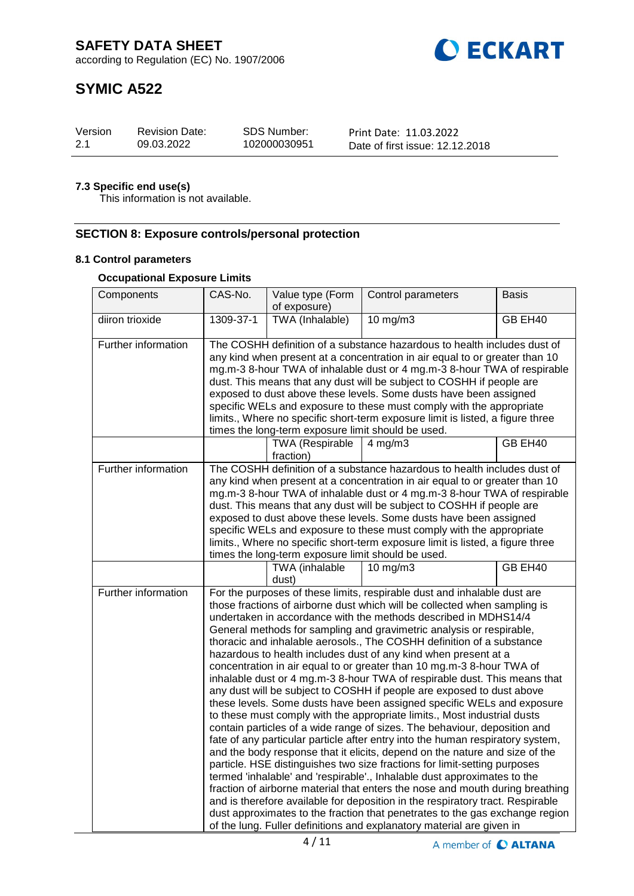### 7.3 Specific end use(s)

This information is not available.

## SECTION 8: Exposure controls/personal protection

### 8.1 Control parameters

**Occupational Exposure Limits**

| Components | CAS-No. | Value type (Form of exposure) | Control parameters | Basis |
|---|---|---|---|---|
| diiron trioxide | 1309-37-1 | TWA (Inhalable) | 10 mg/m3 | GB EH40 |
| Further information | The COSHH definition of a substance hazardous to health includes dust of any kind when present at a concentration in air equal to or greater than 10 mg.m-3 8-hour TWA of inhalable dust or 4 mg.m-3 8-hour TWA of respirable dust. This means that any dust will be subject to COSHH if people are exposed to dust above these levels. Some dusts have been assigned specific WELs and exposure to these must comply with the appropriate limits., Where no specific short-term exposure limit is listed, a figure three times the long-term exposure limit should be used. | | | |
| | | TWA (Respirable fraction) | 4 mg/m3 | GB EH40 |
| Further information | The COSHH definition of a substance hazardous to health includes dust of any kind when present at a concentration in air equal to or greater than 10 mg.m-3 8-hour TWA of inhalable dust or 4 mg.m-3 8-hour TWA of respirable dust. This means that any dust will be subject to COSHH if people are exposed to dust above these levels. Some dusts have been assigned specific WELs and exposure to these must comply with the appropriate limits., Where no specific short-term exposure limit is listed, a figure three times the long-term exposure limit should be used. | | | |
| | | TWA (inhalable dust) | 10 mg/m3 | GB EH40 |
| Further information | For the purposes of these limits, respirable dust and inhalable dust are those fractions of airborne dust which will be collected when sampling is undertaken in accordance with the methods described in MDHS14/4 General methods for sampling and gravimetric analysis or respirable, thoracic and inhalable aerosols., The COSHH definition of a substance hazardous to health includes dust of any kind when present at a concentration in air equal to or greater than 10 mg.m-3 8-hour TWA of inhalable dust or 4 mg.m-3 8-hour TWA of respirable dust. This means that any dust will be subject to COSHH if people are exposed to dust above these levels. Some dusts have been assigned specific WELs and exposure to these must comply with the appropriate limits., Most industrial dusts contain particles of a wide range of sizes. The behaviour, deposition and fate of any particular particle after entry into the human respiratory system, and the body response that it elicits, depend on the nature and size of the particle. HSE distinguishes two size fractions for limit-setting purposes termed 'inhalable' and 'respirable'., Inhalable dust approximates to the fraction of airborne material that enters the nose and mouth during breathing and is therefore available for deposition in the respiratory tract. Respirable dust approximates to the fraction that penetrates to the gas exchange region of the lung. Fuller definitions and explanatory material are given in | | | |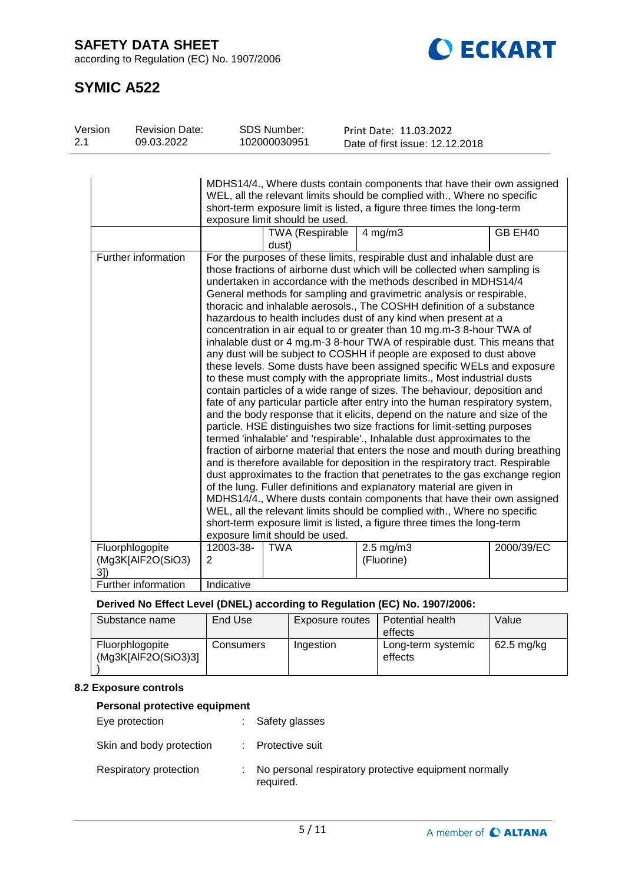| | | | | |
|---|---|---|---|---|
| | MDHS14/4., Where dusts contain components that have their own assigned WEL, all the relevant limits should be complied with., Where no specific short-term exposure limit is listed, a figure three times the long-term exposure limit should be used. | | | |
| | | TWA (Respirable dust) | 4 mg/m3 | GB EH40 |
| Further information | For the purposes of these limits, respirable dust and inhalable dust are those fractions of airborne dust which will be collected when sampling is undertaken in accordance with the methods described in MDHS14/4 General methods for sampling and gravimetric analysis or respirable, thoracic and inhalable aerosols., The COSHH definition of a substance hazardous to health includes dust of any kind when present at a concentration in air equal to or greater than 10 mg.m-3 8-hour TWA of inhalable dust or 4 mg.m-3 8-hour TWA of respirable dust. This means that any dust will be subject to COSHH if people are exposed to dust above these levels. Some dusts have been assigned specific WELs and exposure to these must comply with the appropriate limits., Most industrial dusts contain particles of a wide range of sizes. The behaviour, deposition and fate of any particular particle after entry into the human respiratory system, and the body response that it elicits, depend on the nature and size of the particle. HSE distinguishes two size fractions for limit-setting purposes termed 'inhalable' and 'respirable'., Inhalable dust approximates to the fraction of airborne material that enters the nose and mouth during breathing and is therefore available for deposition in the respiratory tract. Respirable dust approximates to the fraction that penetrates to the gas exchange region of the lung. Fuller definitions and explanatory material are given in MDHS14/4., Where dusts contain components that have their own assigned WEL, all the relevant limits should be complied with., Where no specific short-term exposure limit is listed, a figure three times the long-term exposure limit should be used. | | | |
| Fluorphlogopite (Mg3K[AlF2O(SiO3)3]) | 12003-38-2 | TWA | 2.5 mg/m3 (Fluorine) | 2000/39/EC |
| Further information | Indicative | | | |

**Derived No Effect Level (DNEL) according to Regulation (EC) No. 1907/2006:**

| Substance name | End Use | Exposure routes | Potential health effects | Value |
|---|---|---|---|---|
| Fluorphlogopite (Mg3K[AlF2O(SiO3)3]) | Consumers | Ingestion | Long-term systemic effects | 62.5 mg/kg |

### 8.2 Exposure controls

**Personal protective equipment**

Eye protection : Safety glasses

Skin and body protection : Protective suit

Respiratory protection : No personal respiratory protective equipment normally required.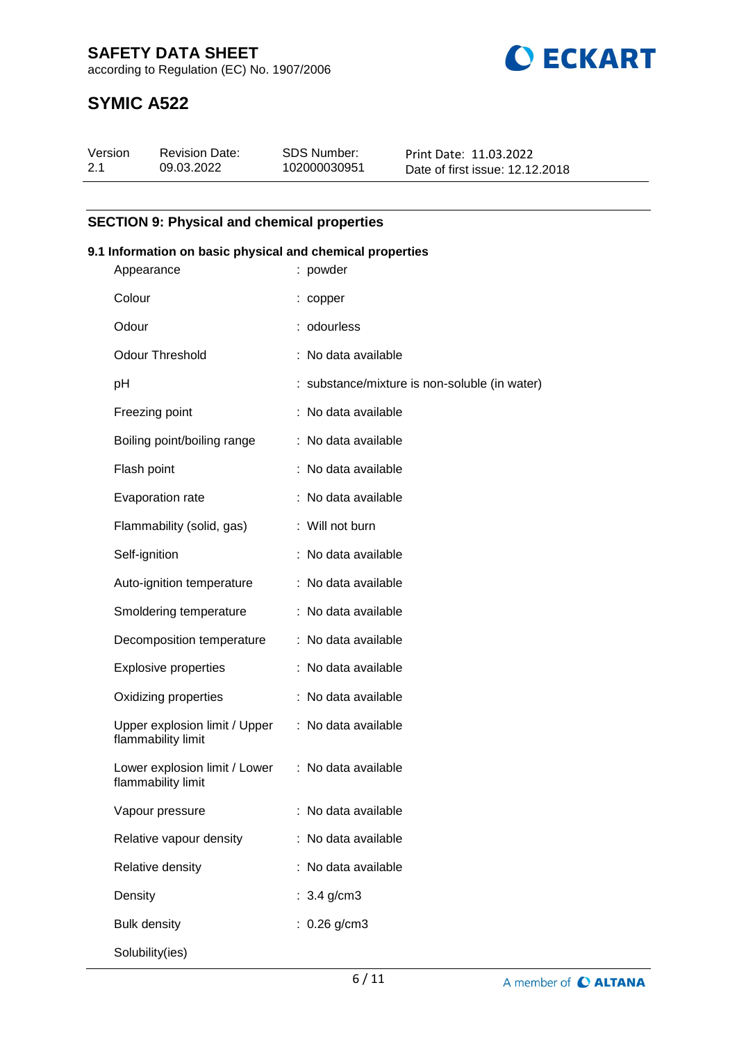## SECTION 9: Physical and chemical properties

### 9.1 Information on basic physical and chemical properties

| Property | Value |
|---|---|
| Appearance | : powder |
| Colour | : copper |
| Odour | : odourless |
| Odour Threshold | : No data available |
| pH | : substance/mixture is non-soluble (in water) |
| Freezing point | : No data available |
| Boiling point/boiling range | : No data available |
| Flash point | : No data available |
| Evaporation rate | : No data available |
| Flammability (solid, gas) | : Will not burn |
| Self-ignition | : No data available |
| Auto-ignition temperature | : No data available |
| Smoldering temperature | : No data available |
| Decomposition temperature | : No data available |
| Explosive properties | : No data available |
| Oxidizing properties | : No data available |
| Upper explosion limit / Upper flammability limit | : No data available |
| Lower explosion limit / Lower flammability limit | : No data available |
| Vapour pressure | : No data available |
| Relative vapour density | : No data available |
| Relative density | : No data available |
| Density | : 3.4 g/cm3 |
| Bulk density | : 0.26 g/cm3 |
| Solubility(ies) | |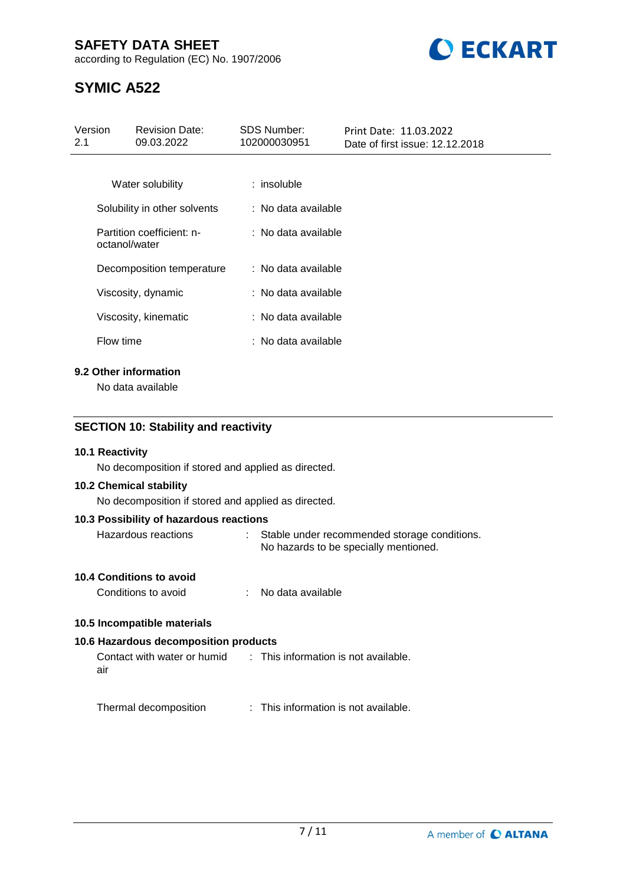Water solubility : insoluble

Solubility in other solvents : No data available

Partition coefficient: n-octanol/water : No data available

Decomposition temperature : No data available

Viscosity, dynamic : No data available

Viscosity, kinematic : No data available

Flow time : No data available

**9.2 Other information**

No data available

## SECTION 10: Stability and reactivity

**10.1 Reactivity**

No decomposition if stored and applied as directed.

**10.2 Chemical stability**

No decomposition if stored and applied as directed.

**10.3 Possibility of hazardous reactions**

Hazardous reactions : Stable under recommended storage conditions. No hazards to be specially mentioned.

**10.4 Conditions to avoid**

Conditions to avoid : No data available

**10.5 Incompatible materials**

**10.6 Hazardous decomposition products**

Contact with water or humid air : This information is not available.

Thermal decomposition : This information is not available.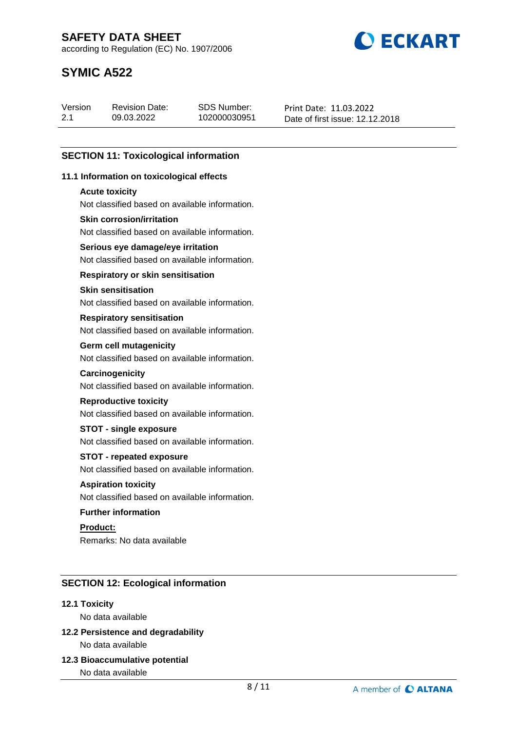## SECTION 11: Toxicological information

### 11.1 Information on toxicological effects

**Acute toxicity**

Not classified based on available information.

**Skin corrosion/irritation**

Not classified based on available information.

**Serious eye damage/eye irritation**

Not classified based on available information.

**Respiratory or skin sensitisation**

**Skin sensitisation**

Not classified based on available information.

**Respiratory sensitisation**

Not classified based on available information.

**Germ cell mutagenicity**

Not classified based on available information.

**Carcinogenicity**

Not classified based on available information.

**Reproductive toxicity**

Not classified based on available information.

**STOT - single exposure**

Not classified based on available information.

**STOT - repeated exposure**

Not classified based on available information.

**Aspiration toxicity**

Not classified based on available information.

**Further information**

**Product:**

Remarks: No data available

## SECTION 12: Ecological information

### 12.1 Toxicity

No data available

### 12.2 Persistence and degradability

No data available

### 12.3 Bioaccumulative potential

No data available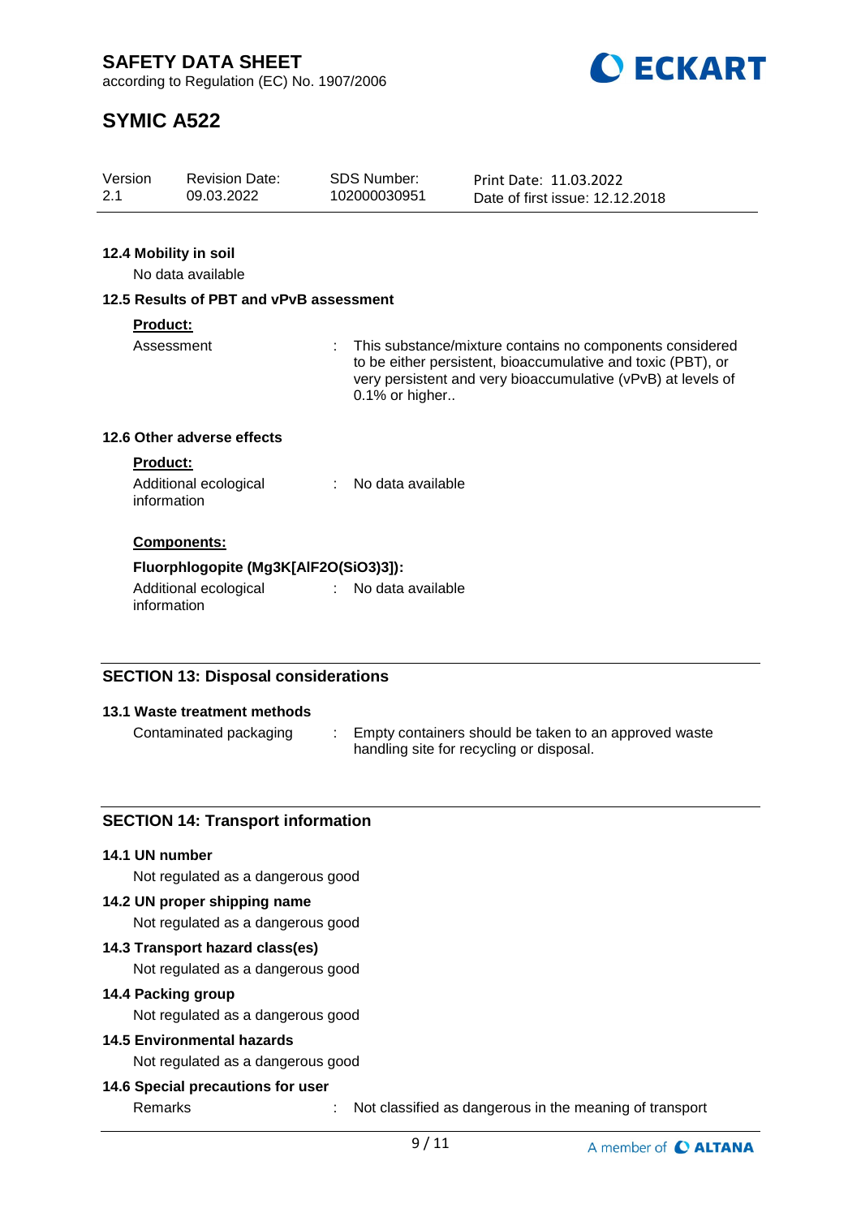**12.4 Mobility in soil**

No data available

**12.5 Results of PBT and vPvB assessment**

**Product:**

Assessment : This substance/mixture contains no components considered to be either persistent, bioaccumulative and toxic (PBT), or very persistent and very bioaccumulative (vPvB) at levels of 0.1% or higher..

**12.6 Other adverse effects**

**Product:**

Additional ecological information : No data available

**Components:**

**Fluorphlogopite (Mg3K[AlF2O(SiO3)3]):**

Additional ecological information : No data available

## SECTION 13: Disposal considerations

**13.1 Waste treatment methods**

Contaminated packaging : Empty containers should be taken to an approved waste handling site for recycling or disposal.

## SECTION 14: Transport information

**14.1 UN number**

Not regulated as a dangerous good

**14.2 UN proper shipping name**

Not regulated as a dangerous good

**14.3 Transport hazard class(es)**

Not regulated as a dangerous good

**14.4 Packing group**

Not regulated as a dangerous good

**14.5 Environmental hazards**

Not regulated as a dangerous good

**14.6 Special precautions for user**

Remarks : Not classified as dangerous in the meaning of transport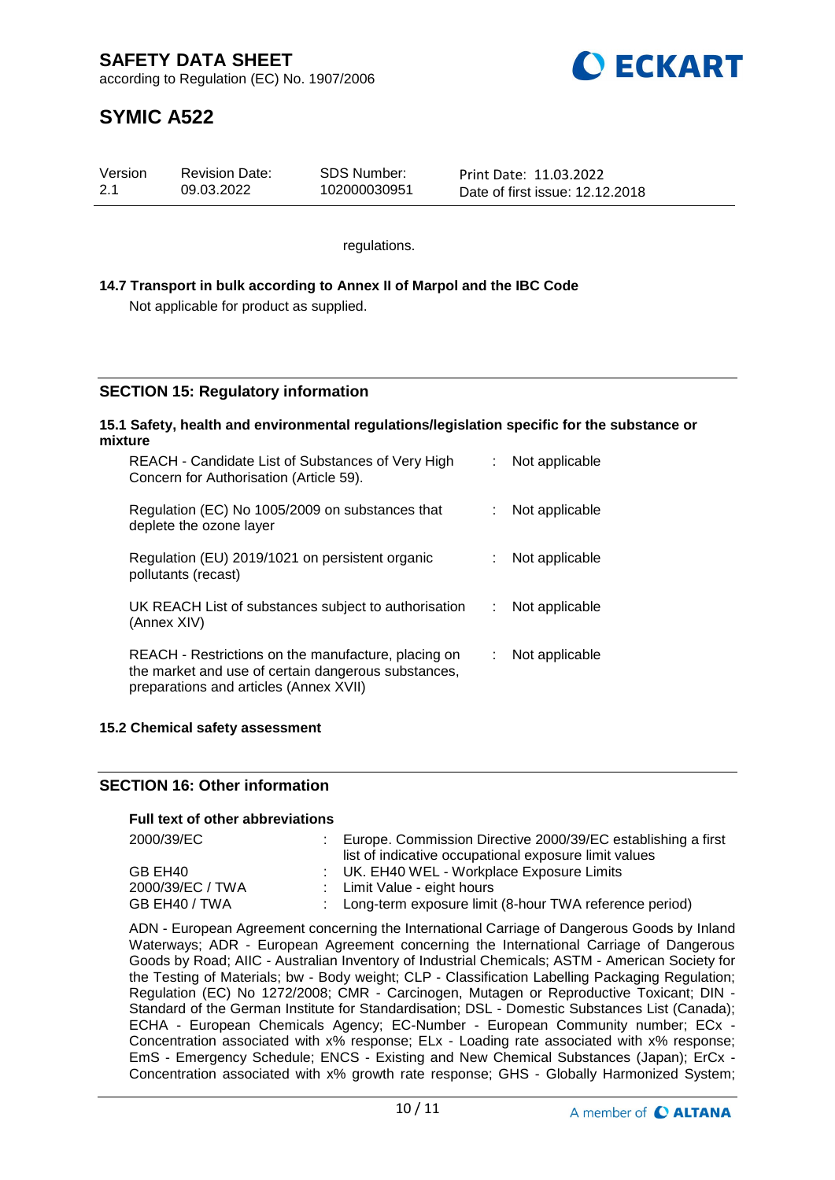regulations.

**14.7 Transport in bulk according to Annex II of Marpol and the IBC Code**

Not applicable for product as supplied.

## SECTION 15: Regulatory information

**15.1 Safety, health and environmental regulations/legislation specific for the substance or mixture**

| | | |
|---|---|---|
| REACH - Candidate List of Substances of Very High Concern for Authorisation (Article 59). | : | Not applicable |
| Regulation (EC) No 1005/2009 on substances that deplete the ozone layer | : | Not applicable |
| Regulation (EU) 2019/1021 on persistent organic pollutants (recast) | : | Not applicable |
| UK REACH List of substances subject to authorisation (Annex XIV) | : | Not applicable |
| REACH - Restrictions on the manufacture, placing on the market and use of certain dangerous substances, preparations and articles (Annex XVII) | : | Not applicable |

**15.2 Chemical safety assessment**

## SECTION 16: Other information

**Full text of other abbreviations**

| | | |
|---|---|---|
| 2000/39/EC | : | Europe. Commission Directive 2000/39/EC establishing a first list of indicative occupational exposure limit values |
| GB EH40 | : | UK. EH40 WEL - Workplace Exposure Limits |
| 2000/39/EC / TWA | : | Limit Value - eight hours |
| GB EH40 / TWA | : | Long-term exposure limit (8-hour TWA reference period) |

ADN - European Agreement concerning the International Carriage of Dangerous Goods by Inland Waterways; ADR - European Agreement concerning the International Carriage of Dangerous Goods by Road; AIIC - Australian Inventory of Industrial Chemicals; ASTM - American Society for the Testing of Materials; bw - Body weight; CLP - Classification Labelling Packaging Regulation; Regulation (EC) No 1272/2008; CMR - Carcinogen, Mutagen or Reproductive Toxicant; DIN - Standard of the German Institute for Standardisation; DSL - Domestic Substances List (Canada); ECHA - European Chemicals Agency; EC-Number - European Community number; ECx - Concentration associated with x% response; ELx - Loading rate associated with x% response; EmS - Emergency Schedule; ENCS - Existing and New Chemical Substances (Japan); ErCx - Concentration associated with x% growth rate response; GHS - Globally Harmonized System;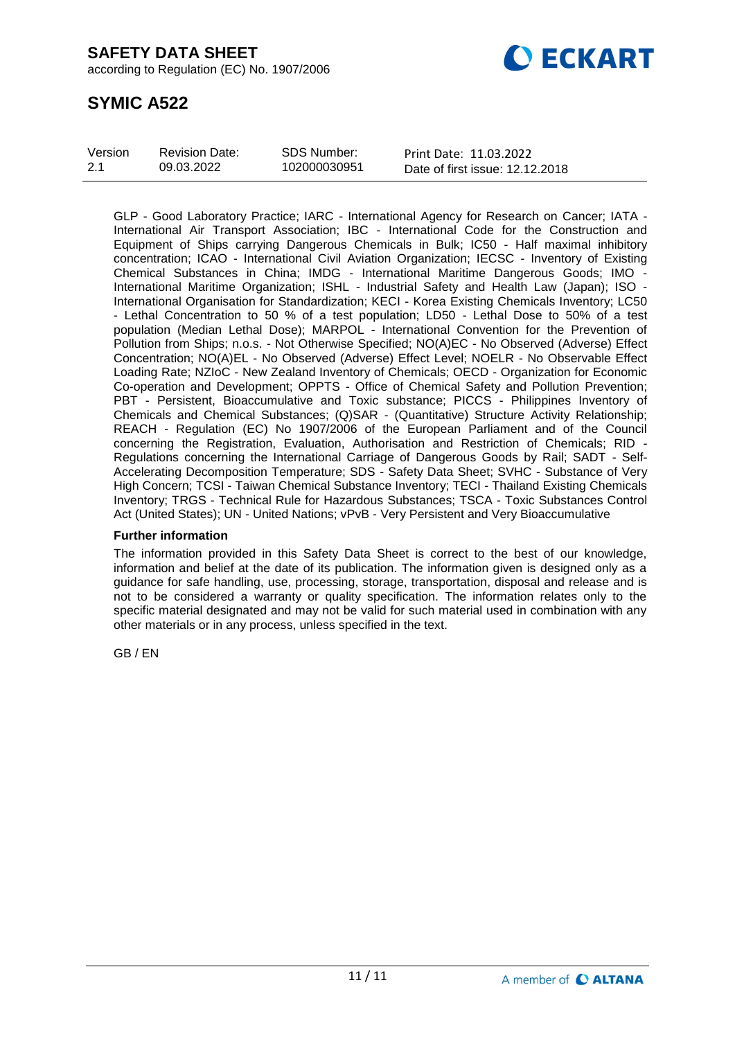GLP - Good Laboratory Practice; IARC - International Agency for Research on Cancer; IATA - International Air Transport Association; IBC - International Code for the Construction and Equipment of Ships carrying Dangerous Chemicals in Bulk; IC50 - Half maximal inhibitory concentration; ICAO - International Civil Aviation Organization; IECSC - Inventory of Existing Chemical Substances in China; IMDG - International Maritime Dangerous Goods; IMO - International Maritime Organization; ISHL - Industrial Safety and Health Law (Japan); ISO - International Organisation for Standardization; KECI - Korea Existing Chemicals Inventory; LC50 - Lethal Concentration to 50 % of a test population; LD50 - Lethal Dose to 50% of a test population (Median Lethal Dose); MARPOL - International Convention for the Prevention of Pollution from Ships; n.o.s. - Not Otherwise Specified; NO(A)EC - No Observed (Adverse) Effect Concentration; NO(A)EL - No Observed (Adverse) Effect Level; NOELR - No Observable Effect Loading Rate; NZIoC - New Zealand Inventory of Chemicals; OECD - Organization for Economic Co-operation and Development; OPPTS - Office of Chemical Safety and Pollution Prevention; PBT - Persistent, Bioaccumulative and Toxic substance; PICCS - Philippines Inventory of Chemicals and Chemical Substances; (Q)SAR - (Quantitative) Structure Activity Relationship; REACH - Regulation (EC) No 1907/2006 of the European Parliament and of the Council concerning the Registration, Evaluation, Authorisation and Restriction of Chemicals; RID - Regulations concerning the International Carriage of Dangerous Goods by Rail; SADT - Self-Accelerating Decomposition Temperature; SDS - Safety Data Sheet; SVHC - Substance of Very High Concern; TCSI - Taiwan Chemical Substance Inventory; TECI - Thailand Existing Chemicals Inventory; TRGS - Technical Rule for Hazardous Substances; TSCA - Toxic Substances Control Act (United States); UN - United Nations; vPvB - Very Persistent and Very Bioaccumulative

**Further information**

The information provided in this Safety Data Sheet is correct to the best of our knowledge, information and belief at the date of its publication. The information given is designed only as a guidance for safe handling, use, processing, storage, transportation, disposal and release and is not to be considered a warranty or quality specification. The information relates only to the specific material designated and may not be valid for such material used in combination with any other materials or in any process, unless specified in the text.

GB / EN